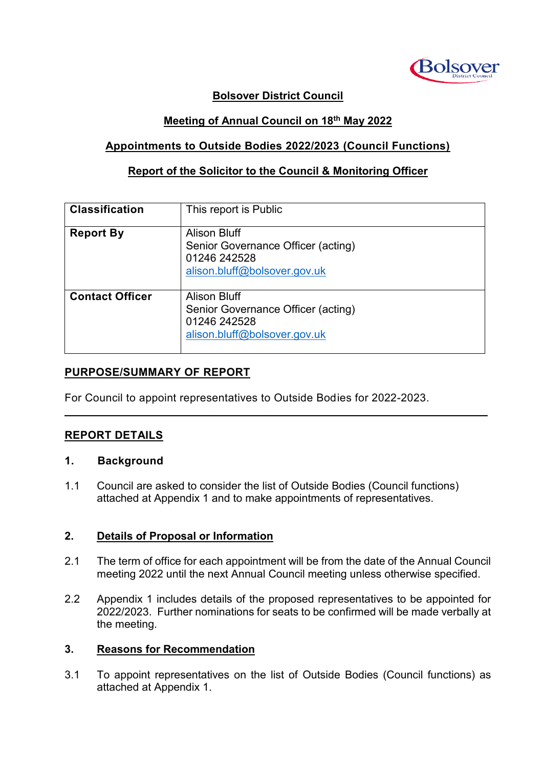# Bolsover District Council

## Meeting of Annual Council on 18th May 2022

## Appointments to Outside Bodies 2022/2023 (Council Functions)

## Report of the Solicitor to the Council & Monitoring Officer

| | |
|---|---|
| **Classification** | This report is Public |
| **Report By** | Alison Bluff<br>Senior Governance Officer (acting)<br>01246 242528<br>alison.bluff@bolsover.gov.uk |
| **Contact Officer** | Alison Bluff<br>Senior Governance Officer (acting)<br>01246 242528<br>alison.bluff@bolsover.gov.uk |

## PURPOSE/SUMMARY OF REPORT

For Council to appoint representatives to Outside Bodies for 2022-2023.

---

## REPORT DETAILS

### 1. Background

1.1 Council are asked to consider the list of Outside Bodies (Council functions) attached at Appendix 1 and to make appointments of representatives.

### 2. Details of Proposal or Information

2.1 The term of office for each appointment will be from the date of the Annual Council meeting 2022 until the next Annual Council meeting unless otherwise specified.

2.2 Appendix 1 includes details of the proposed representatives to be appointed for 2022/2023. Further nominations for seats to be confirmed will be made verbally at the meeting.

### 3. Reasons for Recommendation

3.1 To appoint representatives on the list of Outside Bodies (Council functions) as attached at Appendix 1.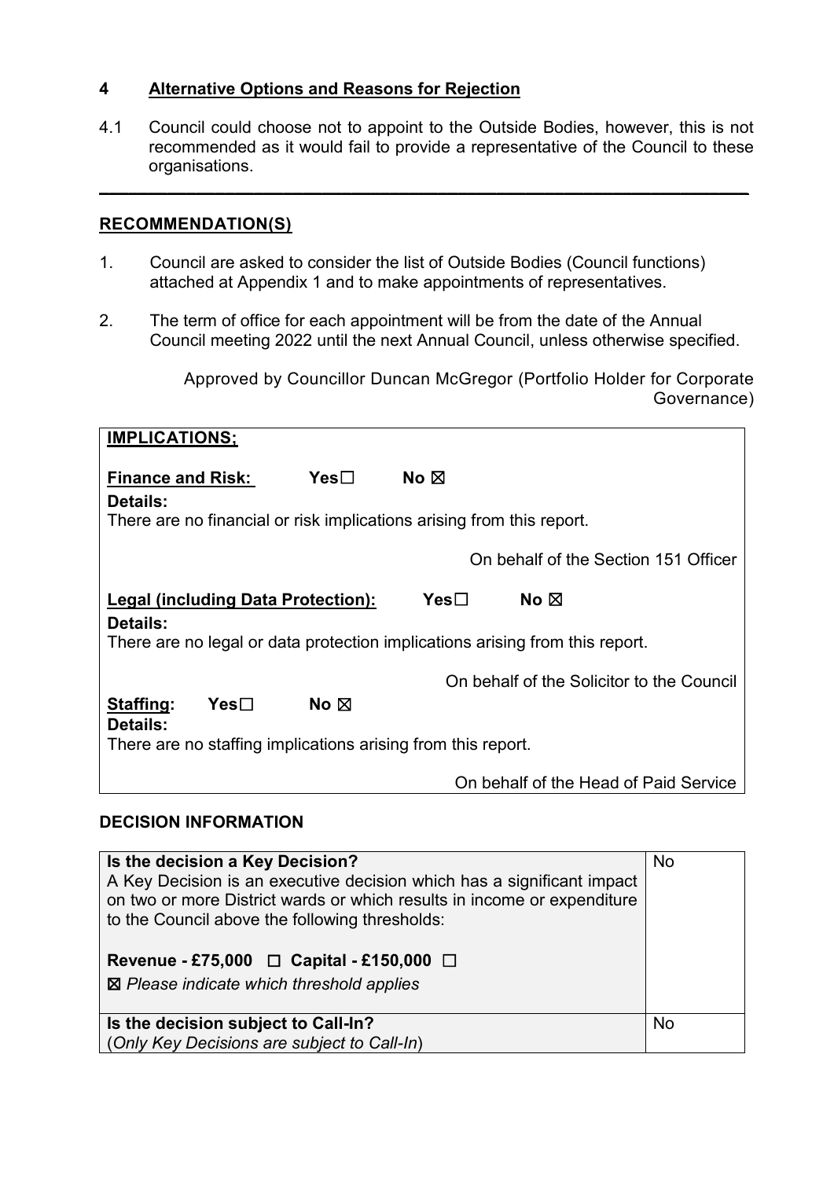## 4 Alternative Options and Reasons for Rejection

4.1 Council could choose not to appoint to the Outside Bodies, however, this is not recommended as it would fail to provide a representative of the Council to these organisations.

---

## RECOMMENDATION(S)

1. Council are asked to consider the list of Outside Bodies (Council functions) attached at Appendix 1 and to make appointments of representatives.

2. The term of office for each appointment will be from the date of the Annual Council meeting 2022 until the next Annual Council, unless otherwise specified.

Approved by Councillor Duncan McGregor (Portfolio Holder for Corporate Governance)

| **IMPLICATIONS;** |
|---|
| **Finance and Risk:** Yes☐ No ☒ |
| **Details:** There are no financial or risk implications arising from this report. |
| On behalf of the Section 151 Officer |
| **Legal (including Data Protection):** Yes☐ No ☒ |
| **Details:** There are no legal or data protection implications arising from this report. |
| On behalf of the Solicitor to the Council |
| **Staffing:** Yes☐ No ☒ |
| **Details:** There are no staffing implications arising from this report. |
| On behalf of the Head of Paid Service |

## DECISION INFORMATION

| | |
|---|---|
| **Is the decision a Key Decision?** A Key Decision is an executive decision which has a significant impact on two or more District wards or which results in income or expenditure to the Council above the following thresholds: **Revenue - £75,000** ☐ **Capital - £150,000** ☐ ☒ *Please indicate which threshold applies* | No |
| **Is the decision subject to Call-In?** (*Only Key Decisions are subject to Call-In*) | No |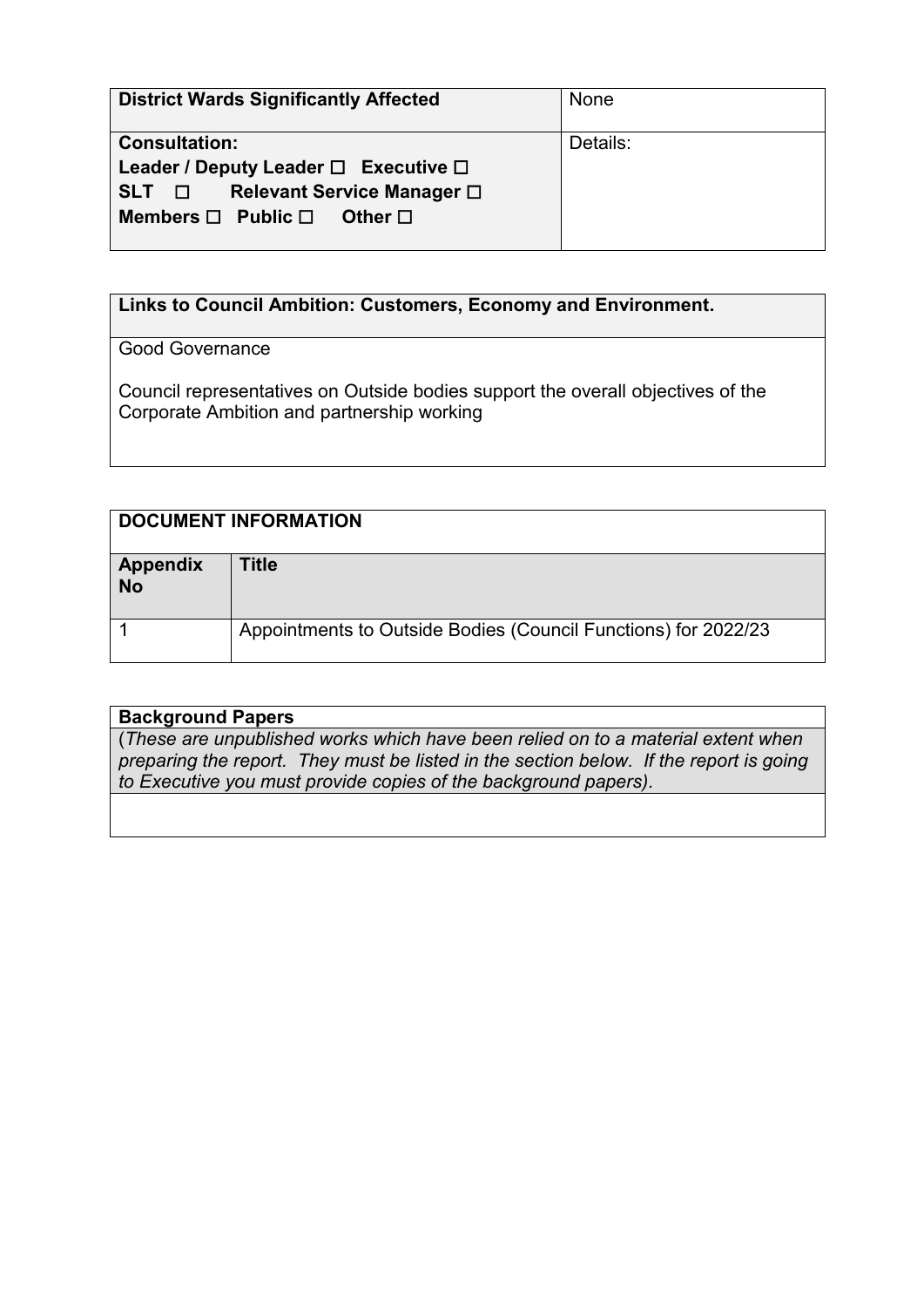| **District Wards Significantly Affected** | None |
|---|---|
| **Consultation:**<br>**Leader / Deputy Leader ☐ Executive ☐**<br>**SLT ☐ Relevant Service Manager ☐**<br>**Members ☐ Public ☐ Other ☐** | Details: |

| **Links to Council Ambition: Customers, Economy and Environment.** |
|---|
| Good Governance<br><br>Council representatives on Outside bodies support the overall objectives of the Corporate Ambition and partnership working |

| **DOCUMENT INFORMATION** | |
|---|---|
| **Appendix No** | **Title** |
| 1 | Appointments to Outside Bodies (Council Functions) for 2022/23 |

| **Background Papers** |
|---|
| (*These are unpublished works which have been relied on to a material extent when preparing the report. They must be listed in the section below. If the report is going to Executive you must provide copies of the background papers*). |
| |